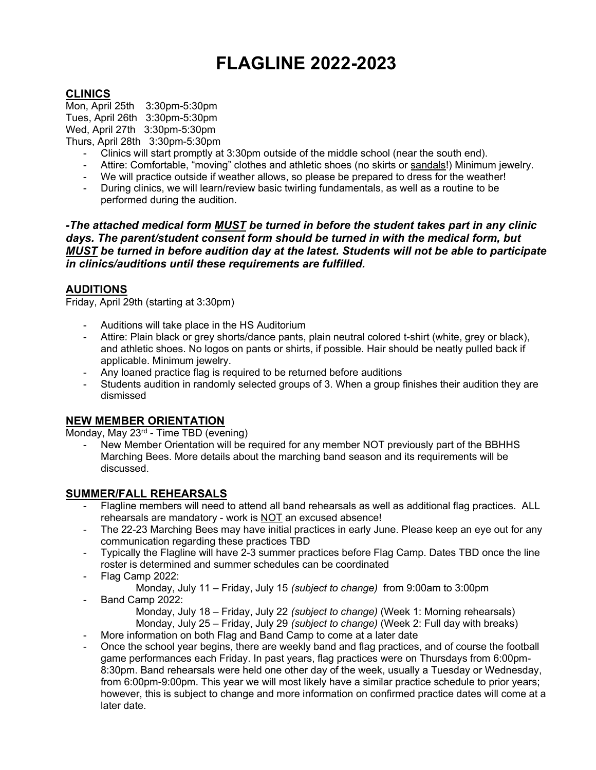# FLAGLINE 2022-2023

## CLINICS

Mon, April 25th 3:30pm-5:30pm
Tues, April 26th 3:30pm-5:30pm
Wed, April 27th 3:30pm-5:30pm
Thurs, April 28th 3:30pm-5:30pm

- Clinics will start promptly at 3:30pm outside of the middle school (near the south end).
- Attire: Comfortable, "moving" clothes and athletic shoes (no skirts or <u>sandals</u>!) Minimum jewelry.
- We will practice outside if weather allows, so please be prepared to dress for the weather!
- During clinics, we will learn/review basic twirling fundamentals, as well as a routine to be performed during the audition.

***-The attached medical form <u>MUST</u> be turned in before the student takes part in any clinic days. The parent/student consent form should be turned in with the medical form, but <u>MUST</u> be turned in before audition day at the latest. Students will not be able to participate in clinics/auditions until these requirements are fulfilled.***

## AUDITIONS

Friday, April 29th (starting at 3:30pm)

- Auditions will take place in the HS Auditorium
- Attire: Plain black or grey shorts/dance pants, plain neutral colored t-shirt (white, grey or black), and athletic shoes. No logos on pants or shirts, if possible. Hair should be neatly pulled back if applicable. Minimum jewelry.
- Any loaned practice flag is required to be returned before auditions
- Students audition in randomly selected groups of 3. When a group finishes their audition they are dismissed

## NEW MEMBER ORIENTATION

Monday, May 23rd - Time TBD (evening)

- New Member Orientation will be required for any member NOT previously part of the BBHHS Marching Bees. More details about the marching band season and its requirements will be discussed.

## SUMMER/FALL REHEARSALS

- Flagline members will need to attend all band rehearsals as well as additional flag practices. ALL rehearsals are mandatory - work is <u>NOT</u> an excused absence!
- The 22-23 Marching Bees may have initial practices in early June. Please keep an eye out for any communication regarding these practices TBD
- Typically the Flagline will have 2-3 summer practices before Flag Camp. Dates TBD once the line roster is determined and summer schedules can be coordinated
- Flag Camp 2022:
  - Monday, July 11 – Friday, July 15 *(subject to change)* from 9:00am to 3:00pm
- Band Camp 2022:
  - Monday, July 18 – Friday, July 22 *(subject to change)* (Week 1: Morning rehearsals)
  - Monday, July 25 – Friday, July 29 *(subject to change)* (Week 2: Full day with breaks)
- More information on both Flag and Band Camp to come at a later date
- Once the school year begins, there are weekly band and flag practices, and of course the football game performances each Friday. In past years, flag practices were on Thursdays from 6:00pm-8:30pm. Band rehearsals were held one other day of the week, usually a Tuesday or Wednesday, from 6:00pm-9:00pm. This year we will most likely have a similar practice schedule to prior years; however, this is subject to change and more information on confirmed practice dates will come at a later date.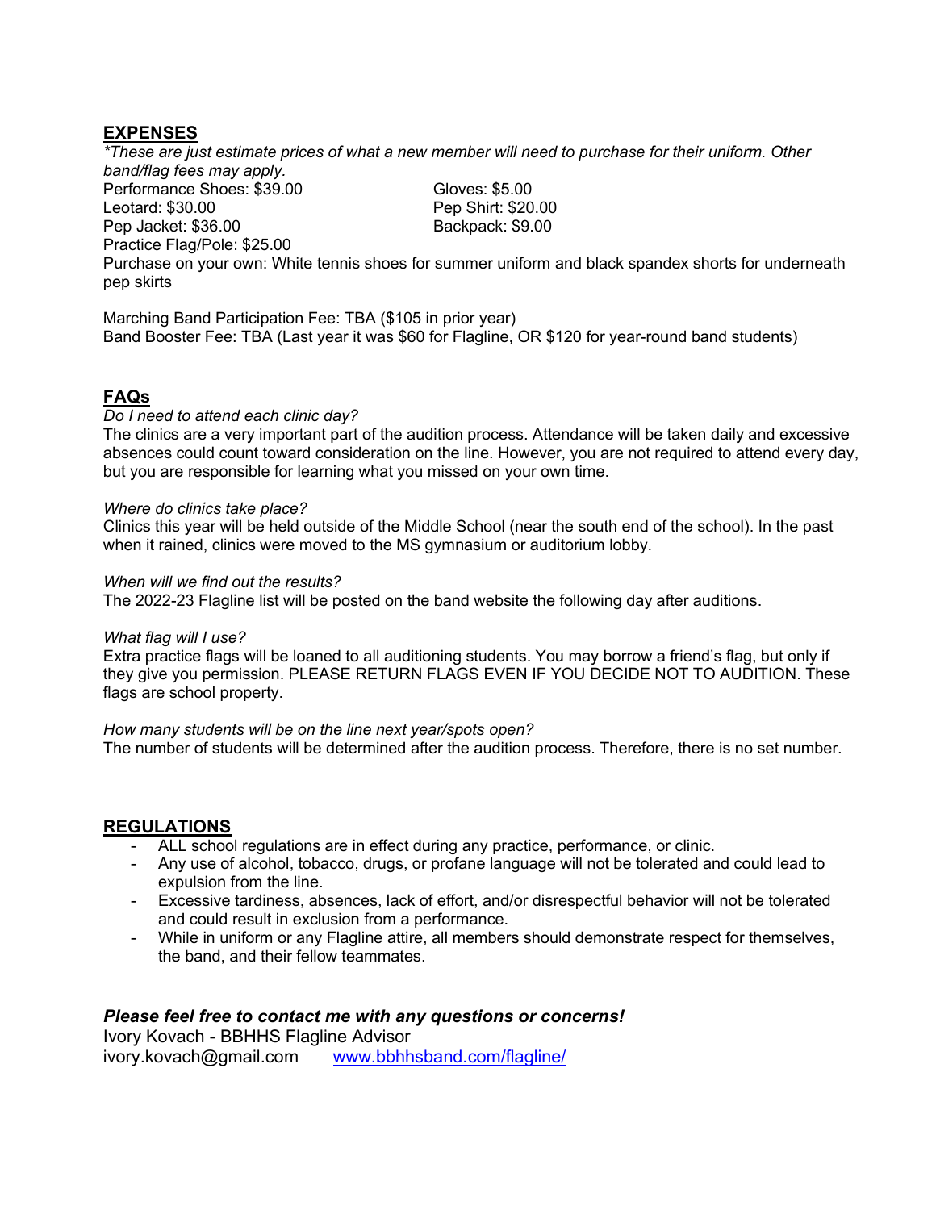## EXPENSES

*\*These are just estimate prices of what a new member will need to purchase for their uniform. Other band/flag fees may apply.*

Performance Shoes: $39.00
Leotard: $30.00
Pep Jacket: $36.00
Practice Flag/Pole: $25.00
Gloves: $5.00
Pep Shirt: $20.00
Backpack: $9.00

Purchase on your own: White tennis shoes for summer uniform and black spandex shorts for underneath pep skirts

Marching Band Participation Fee: TBA ($105 in prior year)
Band Booster Fee: TBA (Last year it was $60 for Flagline, OR $120 for year-round band students)

## FAQs

*Do I need to attend each clinic day?*
The clinics are a very important part of the audition process. Attendance will be taken daily and excessive absences could count toward consideration on the line. However, you are not required to attend every day, but you are responsible for learning what you missed on your own time.

*Where do clinics take place?*
Clinics this year will be held outside of the Middle School (near the south end of the school). In the past when it rained, clinics were moved to the MS gymnasium or auditorium lobby.

*When will we find out the results?*
The 2022-23 Flagline list will be posted on the band website the following day after auditions.

*What flag will I use?*
Extra practice flags will be loaned to all auditioning students. You may borrow a friend's flag, but only if they give you permission. <u>PLEASE RETURN FLAGS EVEN IF YOU DECIDE NOT TO AUDITION.</u> These flags are school property.

*How many students will be on the line next year/spots open?*
The number of students will be determined after the audition process. Therefore, there is no set number.

## REGULATIONS

- ALL school regulations are in effect during any practice, performance, or clinic.
- Any use of alcohol, tobacco, drugs, or profane language will not be tolerated and could lead to expulsion from the line.
- Excessive tardiness, absences, lack of effort, and/or disrespectful behavior will not be tolerated and could result in exclusion from a performance.
- While in uniform or any Flagline attire, all members should demonstrate respect for themselves, the band, and their fellow teammates.

***Please feel free to contact me with any questions or concerns!***

Ivory Kovach - BBHHS Flagline Advisor
ivory.kovach@gmail.com [www.bbhhsband.com/flagline/](www.bbhhsband.com/flagline/)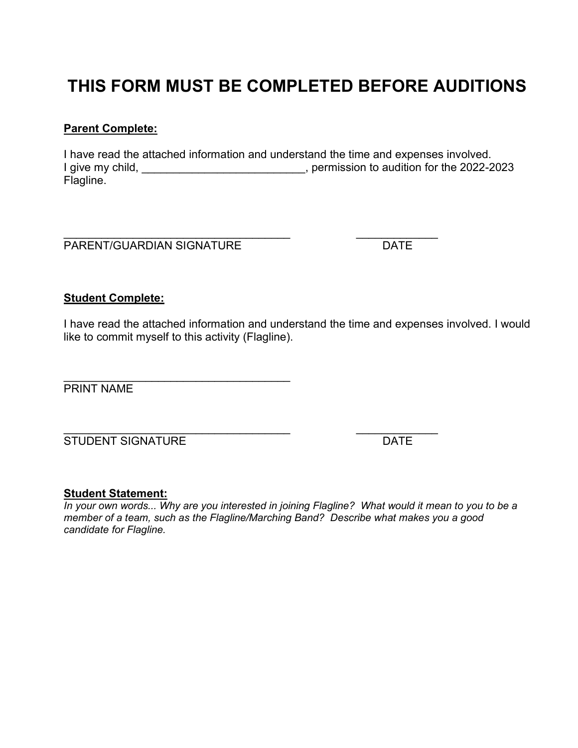# THIS FORM MUST BE COMPLETED BEFORE AUDITIONS

**Parent Complete:**

I have read the attached information and understand the time and expenses involved. I give my child, __________________________, permission to audition for the 2022-2023 Flagline.

_____________________________________ _____________

PARENT/GUARDIAN SIGNATURE DATE

**Student Complete:**

I have read the attached information and understand the time and expenses involved. I would like to commit myself to this activity (Flagline).

_____________________________________

PRINT NAME

_____________________________________ _____________

STUDENT SIGNATURE DATE

**Student Statement:**

*In your own words... Why are you interested in joining Flagline? What would it mean to you to be a member of a team, such as the Flagline/Marching Band? Describe what makes you a good candidate for Flagline.*